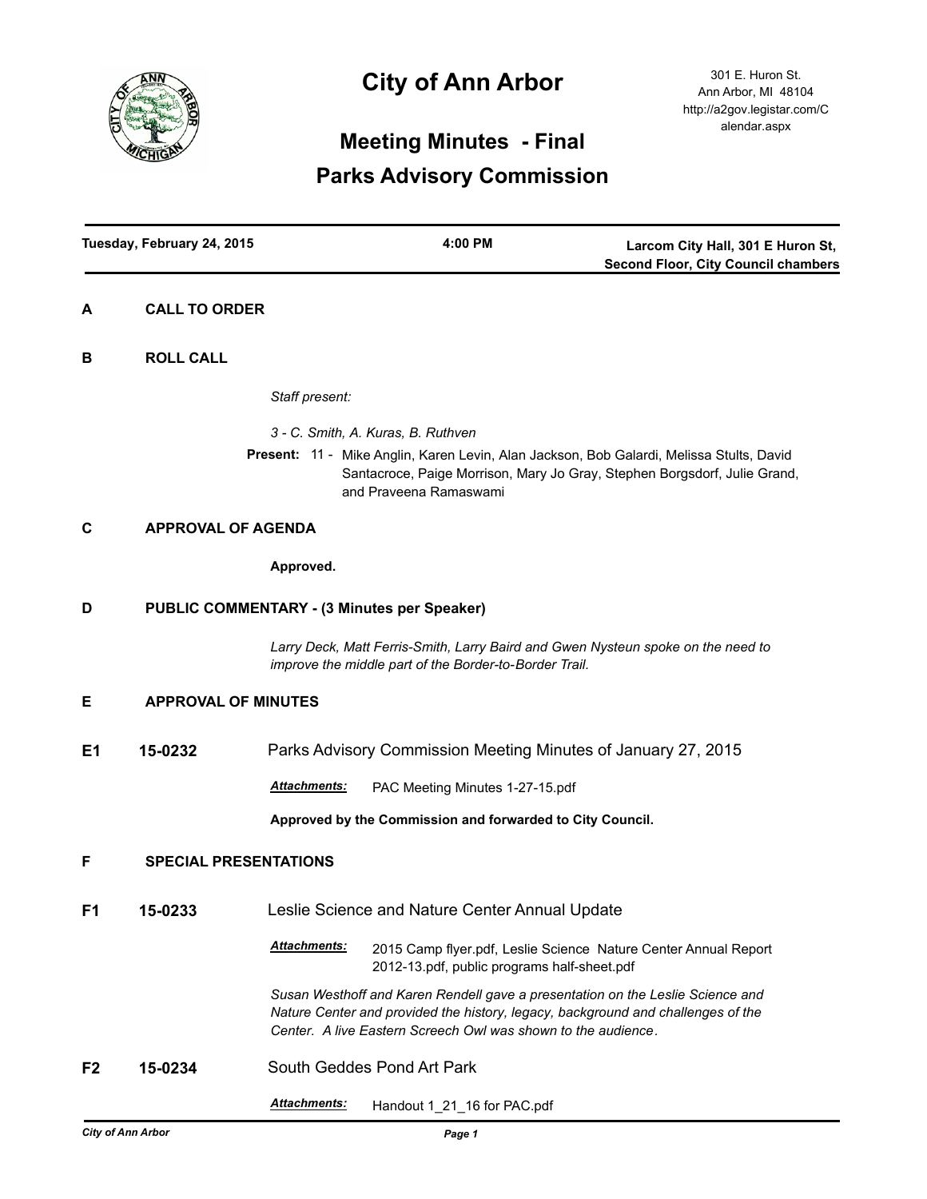# City of Ann Arbor

301 E. Huron St.
Ann Arbor, MI 48104
http://a2gov.legistar.com/Calendar.aspx

## Meeting Minutes - Final

## Parks Advisory Commission

**Tuesday, February 24, 2015** | **4:00 PM** | **Larcom City Hall, 301 E Huron St, Second Floor, City Council chambers**

---

### A CALL TO ORDER

### B ROLL CALL

*Staff present:*

*3 - C. Smith, A. Kuras, B. Ruthven*

**Present:** 11 - Mike Anglin, Karen Levin, Alan Jackson, Bob Galardi, Melissa Stults, David Santacroce, Paige Morrison, Mary Jo Gray, Stephen Borgsdorf, Julie Grand, and Praveena Ramaswami

### C APPROVAL OF AGENDA

**Approved.**

### D PUBLIC COMMENTARY - (3 Minutes per Speaker)

*Larry Deck, Matt Ferris-Smith, Larry Baird and Gwen Nysteun spoke on the need to improve the middle part of the Border-to-Border Trail.*

### E APPROVAL OF MINUTES

**E1 15-0232** Parks Advisory Commission Meeting Minutes of January 27, 2015

***Attachments:*** PAC Meeting Minutes 1-27-15.pdf

**Approved by the Commission and forwarded to City Council.**

### F SPECIAL PRESENTATIONS

**F1 15-0233** Leslie Science and Nature Center Annual Update

***Attachments:*** 2015 Camp flyer.pdf, Leslie Science Nature Center Annual Report 2012-13.pdf, public programs half-sheet.pdf

*Susan Westhoff and Karen Rendell gave a presentation on the Leslie Science and Nature Center and provided the history, legacy, background and challenges of the Center. A live Eastern Screech Owl was shown to the audience.*

**F2 15-0234** South Geddes Pond Art Park

***Attachments:*** Handout 1_21_16 for PAC.pdf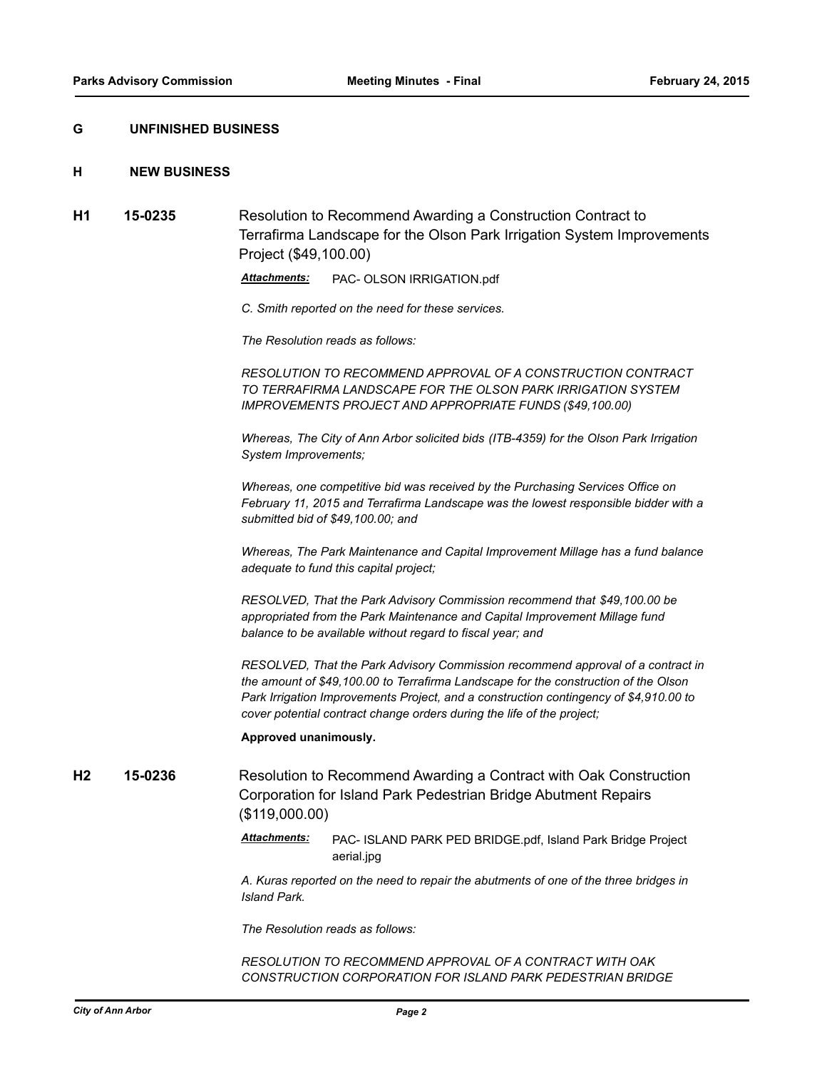## G UNFINISHED BUSINESS

## H NEW BUSINESS

### H1 15-0235

Resolution to Recommend Awarding a Construction Contract to Terrafirma Landscape for the Olson Park Irrigation System Improvements Project ($49,100.00)

***Attachments:*** PAC- OLSON IRRIGATION.pdf

*C. Smith reported on the need for these services.*

*The Resolution reads as follows:*

*RESOLUTION TO RECOMMEND APPROVAL OF A CONSTRUCTION CONTRACT TO TERRAFIRMA LANDSCAPE FOR THE OLSON PARK IRRIGATION SYSTEM IMPROVEMENTS PROJECT AND APPROPRIATE FUNDS ($49,100.00)*

*Whereas, The City of Ann Arbor solicited bids (ITB-4359) for the Olson Park Irrigation System Improvements;*

*Whereas, one competitive bid was received by the Purchasing Services Office on February 11, 2015 and Terrafirma Landscape was the lowest responsible bidder with a submitted bid of $49,100.00; and*

*Whereas, The Park Maintenance and Capital Improvement Millage has a fund balance adequate to fund this capital project;*

*RESOLVED, That the Park Advisory Commission recommend that $49,100.00 be appropriated from the Park Maintenance and Capital Improvement Millage fund balance to be available without regard to fiscal year; and*

*RESOLVED, That the Park Advisory Commission recommend approval of a contract in the amount of $49,100.00 to Terrafirma Landscape for the construction of the Olson Park Irrigation Improvements Project, and a construction contingency of $4,910.00 to cover potential contract change orders during the life of the project;*

**Approved unanimously.**

### H2 15-0236

Resolution to Recommend Awarding a Contract with Oak Construction Corporation for Island Park Pedestrian Bridge Abutment Repairs ($119,000.00)

***Attachments:*** PAC- ISLAND PARK PED BRIDGE.pdf, Island Park Bridge Project aerial.jpg

*A. Kuras reported on the need to repair the abutments of one of the three bridges in Island Park.*

*The Resolution reads as follows:*

*RESOLUTION TO RECOMMEND APPROVAL OF A CONTRACT WITH OAK CONSTRUCTION CORPORATION FOR ISLAND PARK PEDESTRIAN BRIDGE*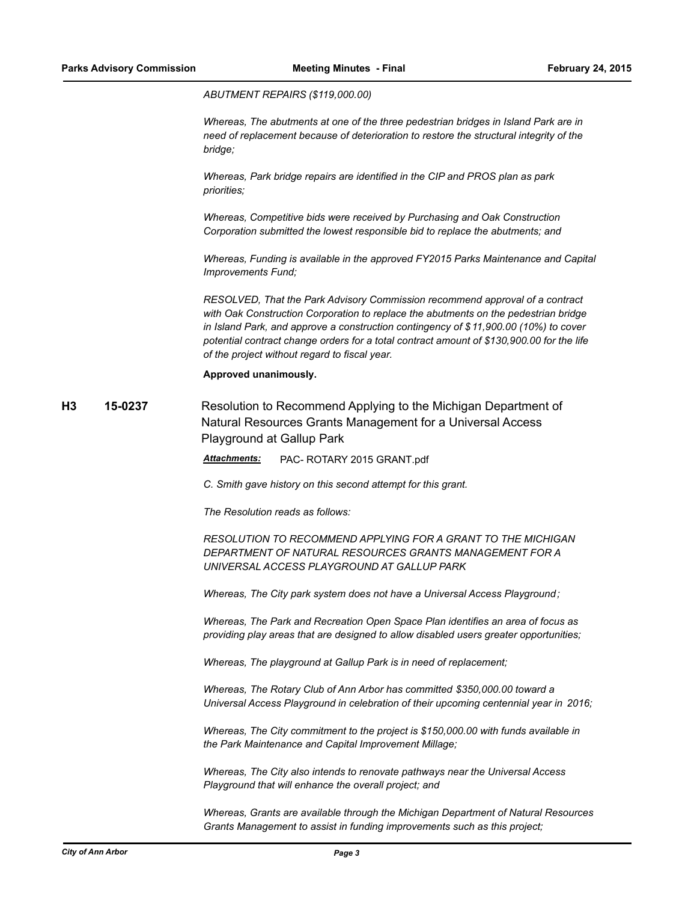*ABUTMENT REPAIRS ($119,000.00)*

*Whereas, The abutments at one of the three pedestrian bridges in Island Park are in need of replacement because of deterioration to restore the structural integrity of the bridge;*

*Whereas, Park bridge repairs are identified in the CIP and PROS plan as park priorities;*

*Whereas, Competitive bids were received by Purchasing and Oak Construction Corporation submitted the lowest responsible bid to replace the abutments; and*

*Whereas, Funding is available in the approved FY2015 Parks Maintenance and Capital Improvements Fund;*

*RESOLVED, That the Park Advisory Commission recommend approval of a contract with Oak Construction Corporation to replace the abutments on the pedestrian bridge in Island Park, and approve a construction contingency of $11,900.00 (10%) to cover potential contract change orders for a total contract amount of $130,900.00 for the life of the project without regard to fiscal year.*

**Approved unanimously.**

**H3 15-0237** Resolution to Recommend Applying to the Michigan Department of Natural Resources Grants Management for a Universal Access Playground at Gallup Park

***Attachments:*** PAC- ROTARY 2015 GRANT.pdf

*C. Smith gave history on this second attempt for this grant.*

*The Resolution reads as follows:*

*RESOLUTION TO RECOMMEND APPLYING FOR A GRANT TO THE MICHIGAN DEPARTMENT OF NATURAL RESOURCES GRANTS MANAGEMENT FOR A UNIVERSAL ACCESS PLAYGROUND AT GALLUP PARK*

*Whereas, The City park system does not have a Universal Access Playground;*

*Whereas, The Park and Recreation Open Space Plan identifies an area of focus as providing play areas that are designed to allow disabled users greater opportunities;*

*Whereas, The playground at Gallup Park is in need of replacement;*

*Whereas, The Rotary Club of Ann Arbor has committed $350,000.00 toward a Universal Access Playground in celebration of their upcoming centennial year in 2016;*

*Whereas, The City commitment to the project is $150,000.00 with funds available in the Park Maintenance and Capital Improvement Millage;*

*Whereas, The City also intends to renovate pathways near the Universal Access Playground that will enhance the overall project; and*

*Whereas, Grants are available through the Michigan Department of Natural Resources Grants Management to assist in funding improvements such as this project;*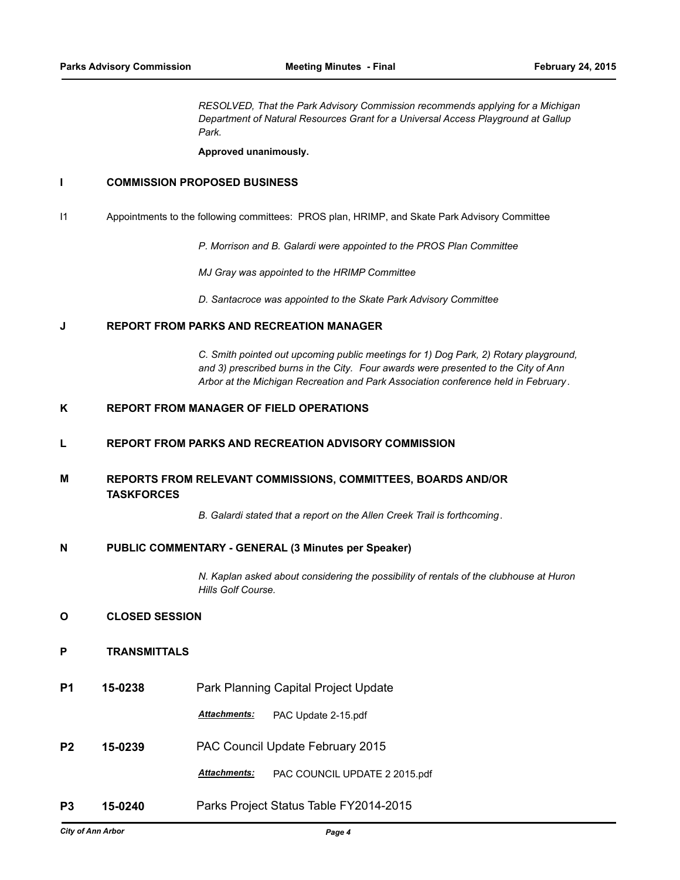*RESOLVED, That the Park Advisory Commission recommends applying for a Michigan Department of Natural Resources Grant for a Universal Access Playground at Gallup Park.*

**Approved unanimously.**

## I COMMISSION PROPOSED BUSINESS

I1 Appointments to the following committees: PROS plan, HRIMP, and Skate Park Advisory Committee

*P. Morrison and B. Galardi were appointed to the PROS Plan Committee*

*MJ Gray was appointed to the HRIMP Committee*

*D. Santacroce was appointed to the Skate Park Advisory Committee*

## J REPORT FROM PARKS AND RECREATION MANAGER

*C. Smith pointed out upcoming public meetings for 1) Dog Park, 2) Rotary playground, and 3) prescribed burns in the City. Four awards were presented to the City of Ann Arbor at the Michigan Recreation and Park Association conference held in February.*

## K REPORT FROM MANAGER OF FIELD OPERATIONS

## L REPORT FROM PARKS AND RECREATION ADVISORY COMMISSION

## M REPORTS FROM RELEVANT COMMISSIONS, COMMITTEES, BOARDS AND/OR TASKFORCES

*B. Galardi stated that a report on the Allen Creek Trail is forthcoming.*

## N PUBLIC COMMENTARY - GENERAL (3 Minutes per Speaker)

*N. Kaplan asked about considering the possibility of rentals of the clubhouse at Huron Hills Golf Course.*

## O CLOSED SESSION

## P TRANSMITTALS

**P1 15-0238** Park Planning Capital Project Update

***Attachments:*** PAC Update 2-15.pdf

**P2 15-0239** PAC Council Update February 2015

***Attachments:*** PAC COUNCIL UPDATE 2 2015.pdf

**P3 15-0240** Parks Project Status Table FY2014-2015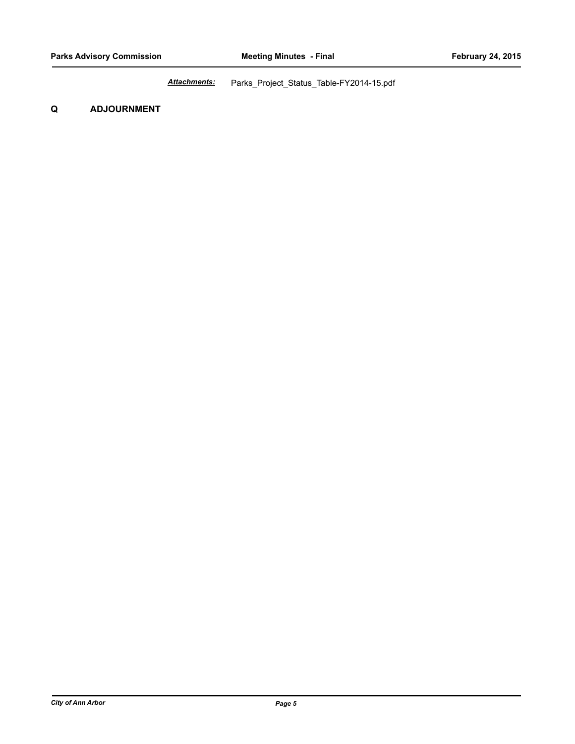***Attachments:*** Parks_Project_Status_Table-FY2014-15.pdf

## Q ADJOURNMENT